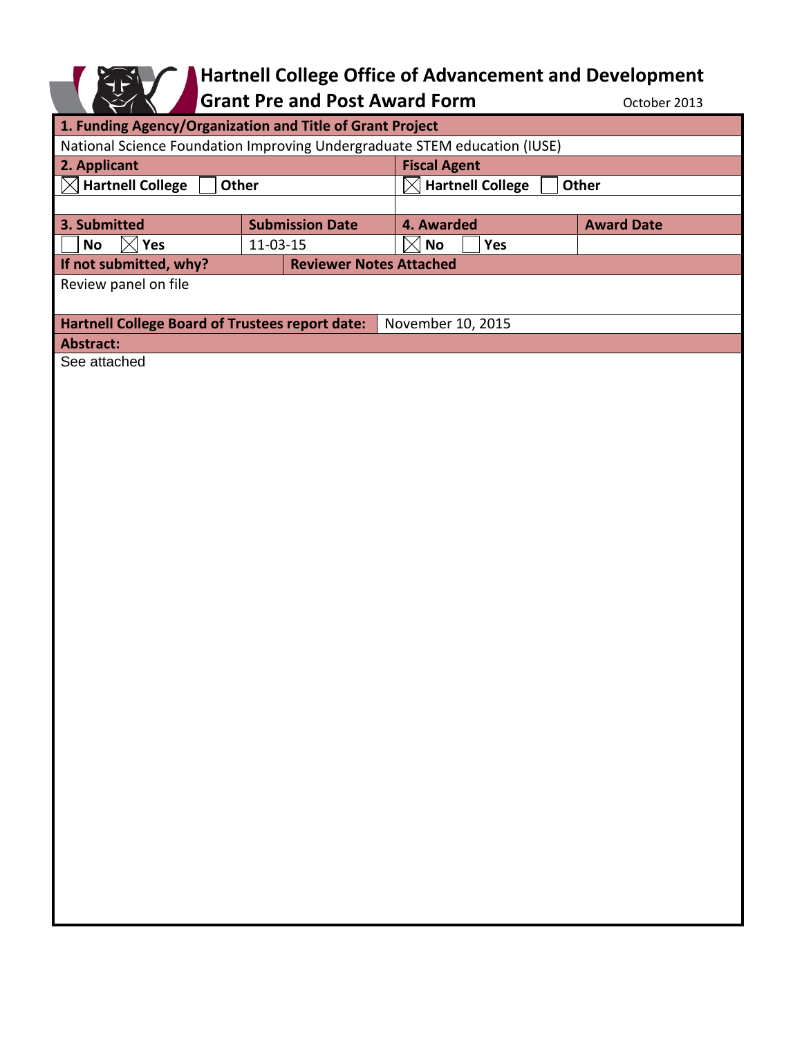# Hartnell College Office of Advancement and Development
## Grant Pre and Post Award Form

October 2013

| **1. Funding Agency/Organization and Title of Grant Project** | | | |
|---|---|---|---|
| National Science Foundation Improving Undergraduate STEM education (IUSE) | | | |
| **2. Applicant** | | **Fiscal Agent** | |
| ☒ **Hartnell College** ☐ **Other** | | ☒ **Hartnell College** ☐ **Other** | |
| | | | |
| **3. Submitted** | **Submission Date** | **4. Awarded** | **Award Date** |
| ☐ **No** ☒ **Yes** | 11-03-15 | ☒ **No** ☐ **Yes** | |
| **If not submitted, why?** | **Reviewer Notes Attached** | | |
| Review panel on file | | | |
| **Hartnell College Board of Trustees report date:** | November 10, 2015 | | |
| **Abstract:** | | | |
| See attached | | | |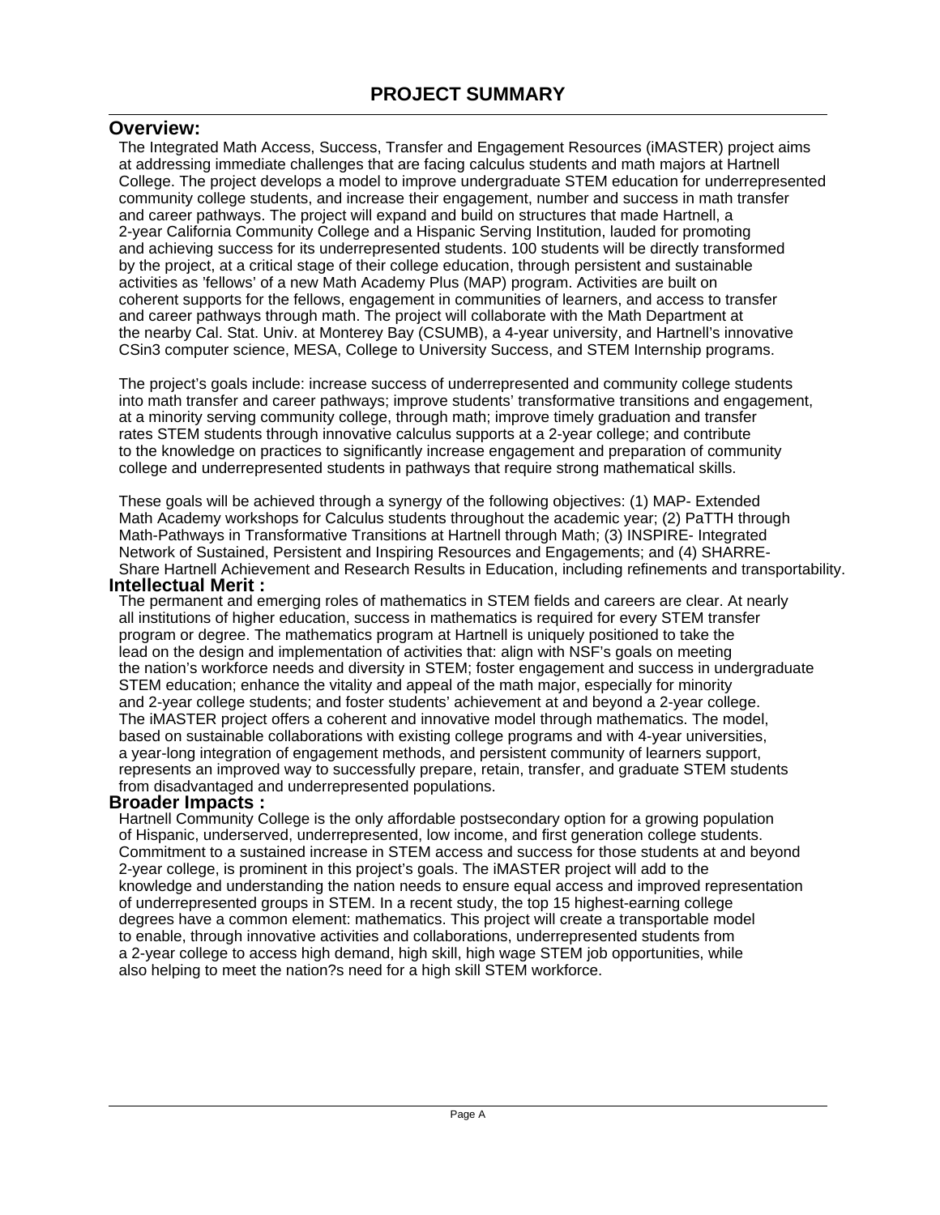# PROJECT SUMMARY

## Overview:

The Integrated Math Access, Success, Transfer and Engagement Resources (iMASTER) project aims at addressing immediate challenges that are facing calculus students and math majors at Hartnell College. The project develops a model to improve undergraduate STEM education for underrepresented community college students, and increase their engagement, number and success in math transfer and career pathways. The project will expand and build on structures that made Hartnell, a 2-year California Community College and a Hispanic Serving Institution, lauded for promoting and achieving success for its underrepresented students. 100 students will be directly transformed by the project, at a critical stage of their college education, through persistent and sustainable activities as 'fellows' of a new Math Academy Plus (MAP) program. Activities are built on coherent supports for the fellows, engagement in communities of learners, and access to transfer and career pathways through math. The project will collaborate with the Math Department at the nearby Cal. Stat. Univ. at Monterey Bay (CSUMB), a 4-year university, and Hartnell's innovative CSin3 computer science, MESA, College to University Success, and STEM Internship programs.

The project's goals include: increase success of underrepresented and community college students into math transfer and career pathways; improve students' transformative transitions and engagement, at a minority serving community college, through math; improve timely graduation and transfer rates STEM students through innovative calculus supports at a 2-year college; and contribute to the knowledge on practices to significantly increase engagement and preparation of community college and underrepresented students in pathways that require strong mathematical skills.

These goals will be achieved through a synergy of the following objectives: (1) MAP- Extended Math Academy workshops for Calculus students throughout the academic year; (2) PaTTH through Math-Pathways in Transformative Transitions at Hartnell through Math; (3) INSPIRE- Integrated Network of Sustained, Persistent and Inspiring Resources and Engagements; and (4) SHARRE- Share Hartnell Achievement and Research Results in Education, including refinements and transportability.

## Intellectual Merit :

The permanent and emerging roles of mathematics in STEM fields and careers are clear. At nearly all institutions of higher education, success in mathematics is required for every STEM transfer program or degree. The mathematics program at Hartnell is uniquely positioned to take the lead on the design and implementation of activities that: align with NSF's goals on meeting the nation's workforce needs and diversity in STEM; foster engagement and success in undergraduate STEM education; enhance the vitality and appeal of the math major, especially for minority and 2-year college students; and foster students' achievement at and beyond a 2-year college. The iMASTER project offers a coherent and innovative model through mathematics. The model, based on sustainable collaborations with existing college programs and with 4-year universities, a year-long integration of engagement methods, and persistent community of learners support, represents an improved way to successfully prepare, retain, transfer, and graduate STEM students from disadvantaged and underrepresented populations.

## Broader Impacts :

Hartnell Community College is the only affordable postsecondary option for a growing population of Hispanic, underserved, underrepresented, low income, and first generation college students. Commitment to a sustained increase in STEM access and success for those students at and beyond 2-year college, is prominent in this project's goals. The iMASTER project will add to the knowledge and understanding the nation needs to ensure equal access and improved representation of underrepresented groups in STEM. In a recent study, the top 15 highest-earning college degrees have a common element: mathematics. This project will create a transportable model to enable, through innovative activities and collaborations, underrepresented students from a 2-year college to access high demand, high skill, high wage STEM job opportunities, while also helping to meet the nation?s need for a high skill STEM workforce.